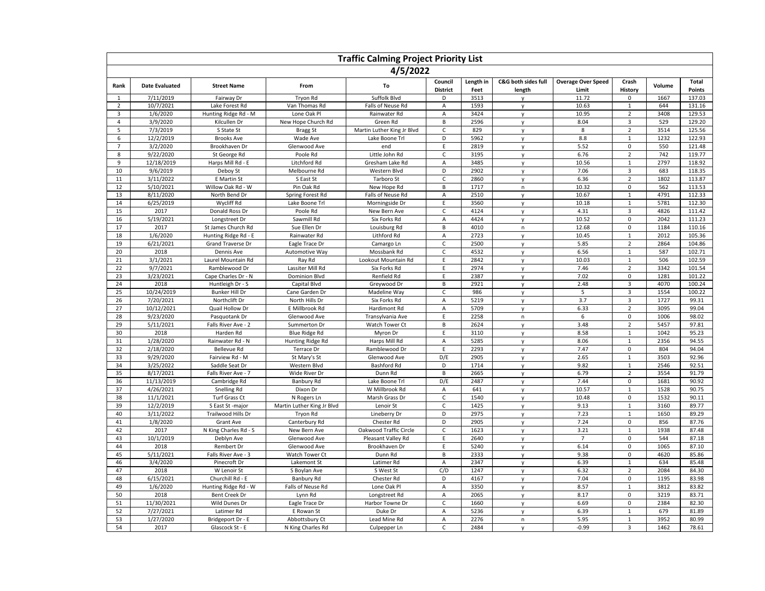# Traffic Calming Project Priority List

## 4/5/2022

| Rank | Date Evaluated | Street Name | From | To | Council District | Length in Feet | C&G both sides full length | Overage Over Speed Limit | Crash History | Volume | Total Points |
|---|---|---|---|---|---|---|---|---|---|---|---|
| 1 | 7/11/2019 | Fairway Dr | Tryon Rd | Suffolk Blvd | D | 3513 | y | 11.72 | 0 | 1667 | 137.03 |
| 2 | 10/7/2021 | Lake Forest Rd | Van Thomas Rd | Falls of Neuse Rd | A | 1593 | y | 10.63 | 1 | 644 | 131.16 |
| 3 | 1/6/2020 | Hunting Ridge Rd - M | Lone Oak Pl | Rainwater Rd | A | 3424 | y | 10.95 | 2 | 3408 | 129.53 |
| 4 | 3/9/2020 | Kilcullen Dr | New Hope Church Rd | Green Rd | B | 2596 | y | 8.04 | 3 | 529 | 129.20 |
| 5 | 7/3/2019 | S State St | Bragg St | Martin Luther King Jr Blvd | C | 829 | y | 8 | 2 | 3514 | 125.56 |
| 6 | 12/2/2019 | Brooks Ave | Wade Ave | Lake Boone Trl | D | 5962 | y | 8.8 | 1 | 1232 | 122.93 |
| 7 | 3/2/2020 | Brookhaven Dr | Glenwood Ave | end | E | 2819 | y | 5.52 | 0 | 550 | 121.48 |
| 8 | 9/22/2020 | St George Rd | Poole Rd | Little John Rd | C | 3195 | y | 6.76 | 2 | 742 | 119.77 |
| 9 | 12/18/2019 | Harps Mill Rd - E | Litchford Rd | Gresham Lake Rd | A | 3485 | y | 10.56 | 1 | 2797 | 118.92 |
| 10 | 9/6/2019 | Deboy St | Melbourne Rd | Western Blvd | D | 2902 | y | 7.06 | 3 | 683 | 118.35 |
| 11 | 3/11/2022 | E Martin St | S East St | Tarboro St | C | 2860 | y | 6.36 | 2 | 1802 | 113.87 |
| 12 | 5/10/2021 | Willow Oak Rd - W | Pin Oak Rd | New Hope Rd | B | 1717 | n | 10.32 | 0 | 562 | 113.53 |
| 13 | 8/11/2020 | North Bend Dr | Spring Forest Rd | Falls of Neuse Rd | A | 2510 | y | 10.67 | 1 | 4791 | 112.33 |
| 14 | 6/25/2019 | Wycliff Rd | Lake Boone Trl | Morningside Dr | E | 3560 | y | 10.18 | 1 | 5781 | 112.30 |
| 15 | 2017 | Donald Ross Dr | Poole Rd | New Bern Ave | C | 4124 | y | 4.31 | 3 | 4826 | 111.42 |
| 16 | 5/19/2021 | Longstreet Dr | Sawmill Rd | Six Forks Rd | A | 4424 | y | 10.52 | 0 | 2042 | 111.23 |
| 17 | 2017 | St James Church Rd | Sue Ellen Dr | Louisburg Rd | B | 4010 | n | 12.68 | 0 | 1184 | 110.16 |
| 18 | 1/6/2020 | Hunting Ridge Rd - E | Rainwater Rd | Lithford Rd | A | 2723 | y | 10.45 | 1 | 2012 | 105.36 |
| 19 | 6/21/2021 | Grand Traverse Dr | Eagle Trace Dr | Camargo Ln | C | 2500 | y | 5.85 | 2 | 2864 | 104.86 |
| 20 | 2018 | Dennis Ave | Automotive Way | Mossbank Rd | C | 4532 | y | 6.56 | 1 | 587 | 102.71 |
| 21 | 3/1/2021 | Laurel Mountain Rd | Ray Rd | Lookout Mountain Rd | E | 2842 | y | 10.03 | 1 | 506 | 102.59 |
| 22 | 9/7/2021 | Ramblewood Dr | Lassiter Mill Rd | Six Forks Rd | E | 2974 | y | 7.46 | 2 | 3342 | 101.54 |
| 23 | 3/23/2021 | Cape Charles Dr - N | Dominion Blvd | Renfield Rd | E | 2387 | y | 7.02 | 0 | 1281 | 101.22 |
| 24 | 2018 | Huntleigh Dr - S | Capital Blvd | Greywood Dr | B | 2921 | y | 2.48 | 3 | 4070 | 100.24 |
| 25 | 10/24/2019 | Bunker Hill Dr | Cane Garden Dr | Madeline Way | C | 986 | y | 5 | 3 | 1554 | 100.22 |
| 26 | 7/20/2021 | Northclift Dr | North Hills Dr | Six Forks Rd | A | 5219 | y | 3.7 | 3 | 1727 | 99.31 |
| 27 | 10/12/2021 | Quail Hollow Dr | E Millbrook Rd | Hardimont Rd | A | 5709 | y | 6.33 | 2 | 3095 | 99.04 |
| 28 | 9/23/2020 | Pasquotank Dr | Glenwood Ave | Transylvania Ave | E | 2258 | n | 6 | 0 | 1006 | 98.02 |
| 29 | 5/11/2021 | Falls River Ave - 2 | Summerton Dr | Watch Tower Ct | B | 2624 | y | 3.48 | 2 | 5457 | 97.81 |
| 30 | 2018 | Harden Rd | Blue Ridge Rd | Myron Dr | E | 3110 | y | 8.58 | 1 | 1042 | 95.23 |
| 31 | 1/28/2020 | Rainwater Rd - N | Hunting Ridge Rd | Harps Mill Rd | A | 5285 | y | 8.06 | 1 | 2356 | 94.55 |
| 32 | 2/18/2020 | Bellevue Rd | Terrace Dr | Ramblewood Dr | E | 2293 | y | 7.47 | 0 | 804 | 94.04 |
| 33 | 9/29/2020 | Fairview Rd - M | St Mary's St | Glenwood Ave | D/E | 2905 | y | 2.65 | 1 | 3503 | 92.96 |
| 34 | 3/25/2022 | Saddle Seat Dr | Western Blvd | Bashford Rd | D | 1714 | y | 9.82 | 1 | 2546 | 92.51 |
| 35 | 8/17/2021 | Falls River Ave - 7 | Wide River Dr | Dunn Rd | B | 2665 | y | 6.79 | 2 | 3554 | 91.79 |
| 36 | 11/13/2019 | Cambridge Rd | Banbury Rd | Lake Boone Trl | D/E | 2487 | y | 7.44 | 0 | 1681 | 90.92 |
| 37 | 4/26/2021 | Snelling Rd | Dixon Dr | W Millbrook Rd | A | 641 | y | 10.57 | 1 | 1528 | 90.75 |
| 38 | 11/1/2021 | Turf Grass Ct | N Rogers Ln | Marsh Grass Dr | C | 1540 | y | 10.48 | 0 | 1532 | 90.11 |
| 39 | 12/2/2019 | S East St -major | Martin Luther King Jr Blvd | Lenoir St | C | 1425 | y | 9.13 | 1 | 3160 | 89.77 |
| 40 | 3/11/2022 | Trailwood Hills Dr | Tryon Rd | Lineberry Dr | D | 2975 | y | 7.23 | 1 | 1650 | 89.29 |
| 41 | 1/8/2020 | Grant Ave | Canterbury Rd | Chester Rd | D | 2905 | y | 7.24 | 0 | 856 | 87.76 |
| 42 | 2017 | N King Charles Rd - S | New Bern Ave | Oakwood Traffic Circle | C | 1623 | y | 3.21 | 1 | 1938 | 87.48 |
| 43 | 10/1/2019 | Deblyn Ave | Glenwood Ave | Pleasant Valley Rd | E | 2640 | y | 7 | 0 | 544 | 87.18 |
| 44 | 2018 | Rembert Dr | Glenwood Ave | Brookhaven Dr | E | 5240 | y | 6.14 | 0 | 1065 | 87.10 |
| 45 | 5/11/2021 | Falls River Ave - 3 | Watch Tower Ct | Dunn Rd | B | 2333 | y | 9.38 | 0 | 4620 | 85.86 |
| 46 | 3/4/2020 | Pinecroft Dr | Lakemont St | Latimer Rd | A | 2347 | y | 6.39 | 1 | 634 | 85.48 |
| 47 | 2018 | W Lenoir St | S Boylan Ave | S West St | C/D | 1247 | y | 6.32 | 2 | 2084 | 84.30 |
| 48 | 6/15/2021 | Churchill Rd - E | Banbury Rd | Chester Rd | D | 4167 | y | 7.04 | 0 | 1195 | 83.98 |
| 49 | 1/6/2020 | Hunting Ridge Rd - W | Falls of Neuse Rd | Lone Oak Pl | A | 3350 | y | 8.57 | 1 | 3812 | 83.82 |
| 50 | 2018 | Bent Creek Dr | Lynn Rd | Longstreet Rd | A | 2065 | y | 8.17 | 0 | 3219 | 83.71 |
| 51 | 11/30/2021 | Wild Dunes Dr | Eagle Trace Dr | Harbor Towne Dr | C | 1660 | y | 6.69 | 0 | 2384 | 82.30 |
| 52 | 7/27/2021 | Latimer Rd | E Rowan St | Duke Dr | A | 5236 | y | 6.39 | 1 | 679 | 81.89 |
| 53 | 1/27/2020 | Bridgeport Dr - E | Abbottsbury Ct | Lead Mine Rd | A | 2276 | n | 5.95 | 1 | 3952 | 80.99 |
| 54 | 2017 | Glascock St - E | N King Charles Rd | Culpepper Ln | C | 2484 | y | -0.99 | 3 | 1462 | 78.61 |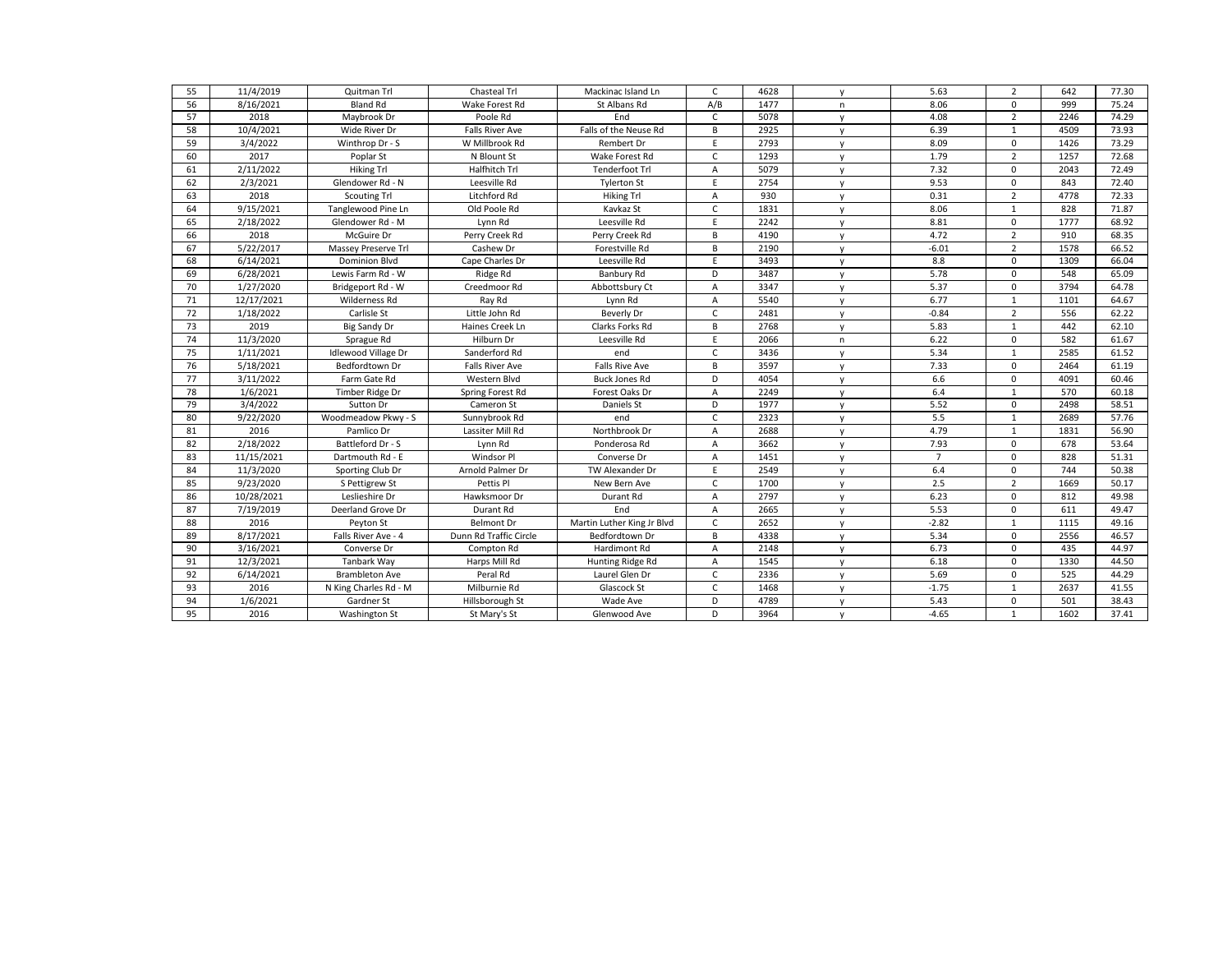| | | | | | | | | | | | |
|---|---|---|---|---|---|---|---|---|---|---|---|
| 55 | 11/4/2019 | Quitman Trl | Chasteal Trl | Mackinac Island Ln | C | 4628 | y | 5.63 | 2 | 642 | 77.30 |
| 56 | 8/16/2021 | Bland Rd | Wake Forest Rd | St Albans Rd | A/B | 1477 | n | 8.06 | 0 | 999 | 75.24 |
| 57 | 2018 | Maybrook Dr | Poole Rd | End | C | 5078 | y | 4.08 | 2 | 2246 | 74.29 |
| 58 | 10/4/2021 | Wide River Dr | Falls River Ave | Falls of the Neuse Rd | B | 2925 | y | 6.39 | 1 | 4509 | 73.93 |
| 59 | 3/4/2022 | Winthrop Dr - S | W Millbrook Rd | Rembert Dr | E | 2793 | y | 8.09 | 0 | 1426 | 73.29 |
| 60 | 2017 | Poplar St | N Blount St | Wake Forest Rd | C | 1293 | y | 1.79 | 2 | 1257 | 72.68 |
| 61 | 2/11/2022 | Hiking Trl | Halfhitch Trl | Tenderfoot Trl | A | 5079 | y | 7.32 | 0 | 2043 | 72.49 |
| 62 | 2/3/2021 | Glendower Rd - N | Leesville Rd | Tylerton St | E | 2754 | y | 9.53 | 0 | 843 | 72.40 |
| 63 | 2018 | Scouting Trl | Litchford Rd | Hiking Trl | A | 930 | y | 0.31 | 2 | 4778 | 72.33 |
| 64 | 9/15/2021 | Tanglewood Pine Ln | Old Poole Rd | Kavkaz St | C | 1831 | y | 8.06 | 1 | 828 | 71.87 |
| 65 | 2/18/2022 | Glendower Rd - M | Lynn Rd | Leesville Rd | E | 2242 | y | 8.81 | 0 | 1777 | 68.92 |
| 66 | 2018 | McGuire Dr | Perry Creek Rd | Perry Creek Rd | B | 4190 | y | 4.72 | 2 | 910 | 68.35 |
| 67 | 5/22/2017 | Massey Preserve Trl | Cashew Dr | Forestville Rd | B | 2190 | y | -6.01 | 2 | 1578 | 66.52 |
| 68 | 6/14/2021 | Dominion Blvd | Cape Charles Dr | Leesville Rd | E | 3493 | y | 8.8 | 0 | 1309 | 66.04 |
| 69 | 6/28/2021 | Lewis Farm Rd - W | Ridge Rd | Banbury Rd | D | 3487 | y | 5.78 | 0 | 548 | 65.09 |
| 70 | 1/27/2020 | Bridgeport Rd - W | Creedmoor Rd | Abbottsbury Ct | A | 3347 | y | 5.37 | 0 | 3794 | 64.78 |
| 71 | 12/17/2021 | Wilderness Rd | Ray Rd | Lynn Rd | A | 5540 | y | 6.77 | 1 | 1101 | 64.67 |
| 72 | 1/18/2022 | Carlisle St | Little John Rd | Beverly Dr | C | 2481 | y | -0.84 | 2 | 556 | 62.22 |
| 73 | 2019 | Big Sandy Dr | Haines Creek Ln | Clarks Forks Rd | B | 2768 | y | 5.83 | 1 | 442 | 62.10 |
| 74 | 11/3/2020 | Sprague Rd | Hilburn Dr | Leesville Rd | E | 2066 | n | 6.22 | 0 | 582 | 61.67 |
| 75 | 1/11/2021 | Idlewood Village Dr | Sanderford Rd | end | C | 3436 | y | 5.34 | 1 | 2585 | 61.52 |
| 76 | 5/18/2021 | Bedfordtown Dr | Falls River Ave | Falls Rive Ave | B | 3597 | y | 7.33 | 0 | 2464 | 61.19 |
| 77 | 3/11/2022 | Farm Gate Rd | Western Blvd | Buck Jones Rd | D | 4054 | y | 6.6 | 0 | 4091 | 60.46 |
| 78 | 1/6/2021 | Timber Ridge Dr | Spring Forest Rd | Forest Oaks Dr | A | 2249 | y | 6.4 | 1 | 570 | 60.18 |
| 79 | 3/4/2022 | Sutton Dr | Cameron St | Daniels St | D | 1977 | y | 5.52 | 0 | 2498 | 58.51 |
| 80 | 9/22/2020 | Woodmeadow Pkwy - S | Sunnybrook Rd | end | C | 2323 | y | 5.5 | 1 | 2689 | 57.76 |
| 81 | 2016 | Pamlico Dr | Lassiter Mill Rd | Northbrook Dr | A | 2688 | y | 4.79 | 1 | 1831 | 56.90 |
| 82 | 2/18/2022 | Battleford Dr - S | Lynn Rd | Ponderosa Rd | A | 3662 | y | 7.93 | 0 | 678 | 53.64 |
| 83 | 11/15/2021 | Dartmouth Rd - E | Windsor Pl | Converse Dr | A | 1451 | y | 7 | 0 | 828 | 51.31 |
| 84 | 11/3/2020 | Sporting Club Dr | Arnold Palmer Dr | TW Alexander Dr | E | 2549 | y | 6.4 | 0 | 744 | 50.38 |
| 85 | 9/23/2020 | S Pettigrew St | Pettis Pl | New Bern Ave | C | 1700 | y | 2.5 | 2 | 1669 | 50.17 |
| 86 | 10/28/2021 | Leslieshire Dr | Hawksmoor Dr | Durant Rd | A | 2797 | y | 6.23 | 0 | 812 | 49.98 |
| 87 | 7/19/2019 | Deerland Grove Dr | Durant Rd | End | A | 2665 | y | 5.53 | 0 | 611 | 49.47 |
| 88 | 2016 | Peyton St | Belmont Dr | Martin Luther King Jr Blvd | C | 2652 | y | -2.82 | 1 | 1115 | 49.16 |
| 89 | 8/17/2021 | Falls River Ave - 4 | Dunn Rd Traffic Circle | Bedfordtown Dr | B | 4338 | y | 5.34 | 0 | 2556 | 46.57 |
| 90 | 3/16/2021 | Converse Dr | Compton Rd | Hardimont Rd | A | 2148 | y | 6.73 | 0 | 435 | 44.97 |
| 91 | 12/3/2021 | Tanbark Way | Harps Mill Rd | Hunting Ridge Rd | A | 1545 | y | 6.18 | 0 | 1330 | 44.50 |
| 92 | 6/14/2021 | Brambleton Ave | Peral Rd | Laurel Glen Dr | C | 2336 | y | 5.69 | 0 | 525 | 44.29 |
| 93 | 2016 | N King Charles Rd - M | Milburnie Rd | Glascock St | C | 1468 | y | -1.75 | 1 | 2637 | 41.55 |
| 94 | 1/6/2021 | Gardner St | Hillsborough St | Wade Ave | D | 4789 | y | 5.43 | 0 | 501 | 38.43 |
| 95 | 2016 | Washington St | St Mary's St | Glenwood Ave | D | 3964 | y | -4.65 | 1 | 1602 | 37.41 |